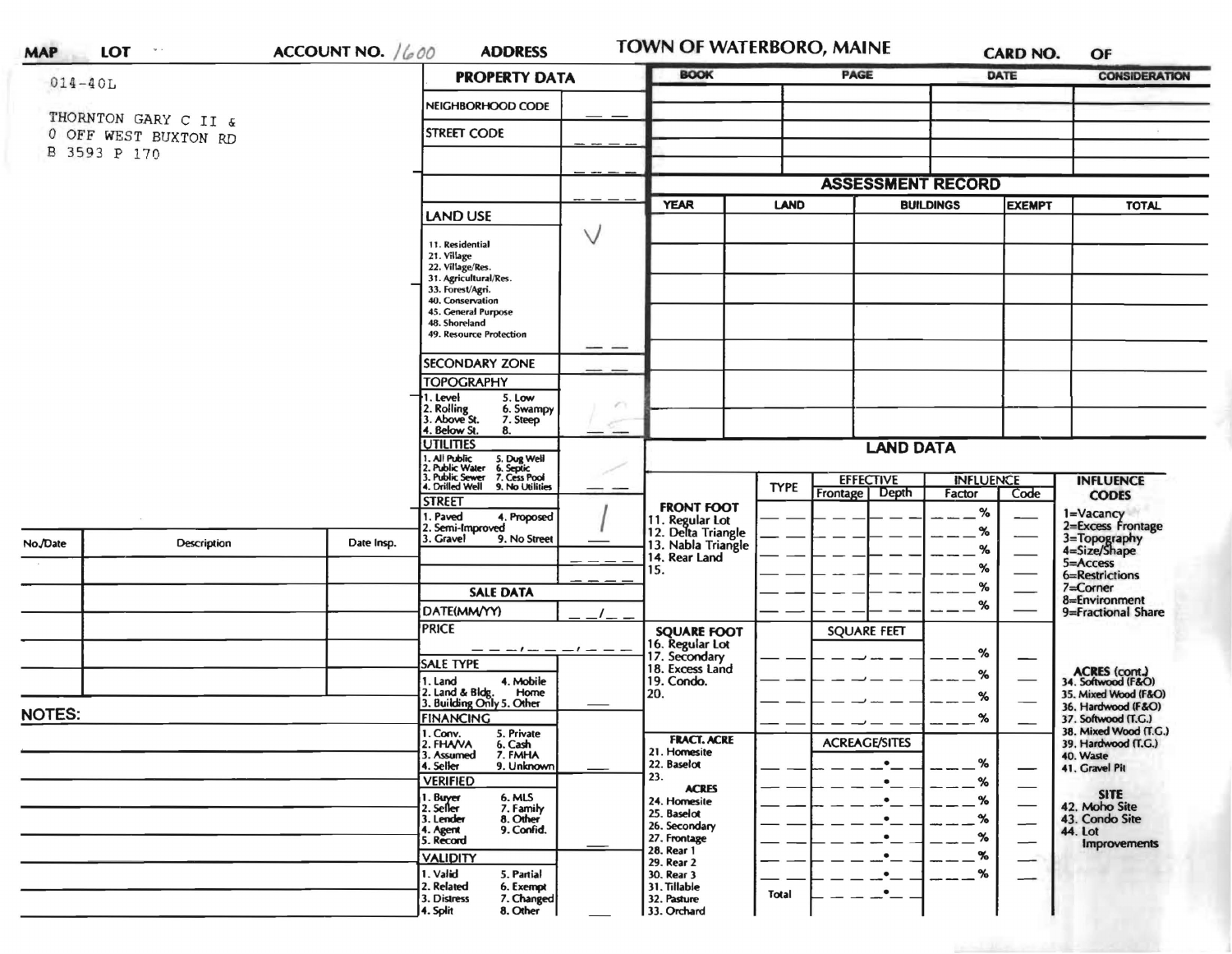MAP | LOT | ACCOUNT NO. 1600 | ADDRESS | TOWN OF WATERBORO, MAINE | CARD NO. | OF

014-40L

THORNTON GARY C II &
0 OFF WEST BUXTON RD
B 3593 P 170

## PROPERTY DATA

| | |
|---|---|
| NEIGHBORHOOD CODE | |
| STREET CODE | |
| | |
| | |
| LAND USE: 11. Residential, 21. Village, 22. Village/Res., 31. Agricultural/Res., 33. Forest/Agri., 40. Conservation, 45. General Purpose, 48. Shoreland, 49. Resource Protection | V |
| SECONDARY ZONE | |
| TOPOGRAPHY: 1. Level, 2. Rolling, 3. Above St., 4. Below St., 5. Low, 6. Swampy, 7. Steep, 8. | 12 |
| UTILITIES: 1. All Public, 2. Public Water, 3. Public Sewer, 4. Drilled Well, 5. Dug Well, 6. Septic, 7. Cess Pool, 9. No Utilities | / |
| STREET: 1. Paved, 2. Semi-Improved, 3. Gravel, 4. Proposed, 9. No Street | 1 |

## SALE DATA

| | |
|---|---|
| DATE(MM/YY) | |
| PRICE | |
| SALE TYPE: 1. Land, 2. Land & Bldg., 3. Building Only, 4. Mobile Home, 5. Other | |
| FINANCING: 1. Conv., 2. FHA/VA, 3. Assumed, 4. Seller, 5. Private, 6. Cash, 7. FMHA, 9. Unknown | |
| VERIFIED: 1. Buyer, 2. Seller, 3. Lender, 4. Agent, 5. Record, 6. MLS, 7. Family, 8. Other, 9. Confid. | |
| VALIDITY: 1. Valid, 2. Related, 3. Distress, 4. Split, 5. Partial, 6. Exempt, 7. Changed, 8. Other | |

| BOOK | PAGE | DATE | CONSIDERATION |
|---|---|---|---|
| | | | |

## ASSESSMENT RECORD

| YEAR | LAND | BUILDINGS | EXEMPT | TOTAL |
|---|---|---|---|---|
| | | | | |

## LAND DATA

| | TYPE | EFFECTIVE Frontage | EFFECTIVE Depth | INFLUENCE Factor | INFLUENCE Code |
|---|---|---|---|---|---|
| FRONT FOOT: 11. Regular Lot, 12. Delta Triangle, 13. Nabla Triangle, 14. Rear Land, 15. | | | | % | |
| SQUARE FOOT: 16. Regular Lot, 17. Secondary, 18. Excess Land, 19. Condo., 20. | | SQUARE FEET | | % | |
| FRACT. ACRE: 21. Homesite, 22. Baselot, 23. ACRES: 24. Homesite, 25. Baselot, 26. Secondary, 27. Frontage, 28. Rear 1, 29. Rear 2, 30. Rear 3, 31. Tillable, 32. Pasture, 33. Orchard | | ACREAGE/SITES | | % | |
| | Total | | | | |

INFLUENCE CODES: 1=Vacancy, 2=Excess Frontage, 3=Topography, 4=Size/Shape, 5=Access, 6=Restrictions, 7=Corner, 8=Environment, 9=Fractional Share

ACRES (cont.): 34. Softwood (F&O), 35. Mixed Wood (F&O), 36. Hardwood (F&O), 37. Softwood (T.G.), 38. Mixed Wood (T.G.), 39. Hardwood (T.G.), 40. Waste, 41. Gravel Pit

SITE: 42. Moho Site, 43. Condo Site, 44. Lot Improvements

| No./Date | Description | Date Insp. |
|---|---|---|
| | | |

NOTES: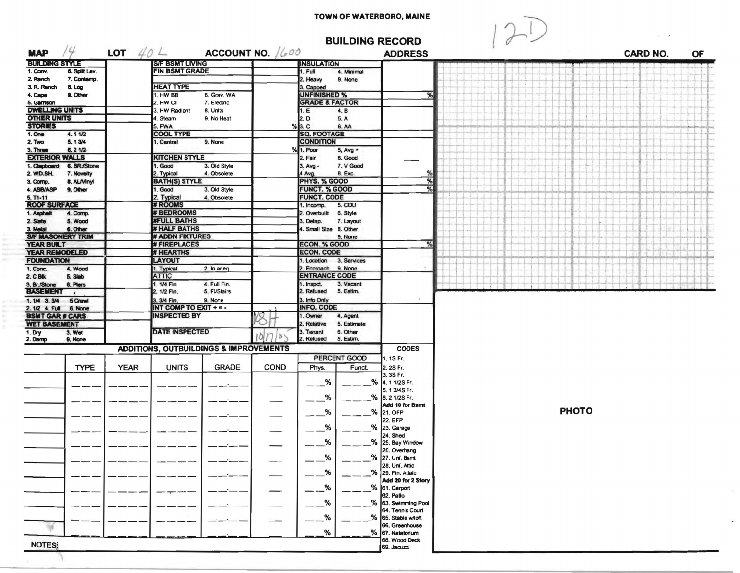TOWN OF WATERBORO, MAINE

12D

## BUILDING RECORD

**MAP** 14 **LOT** 40 L **ACCOUNT NO.** 1600 **ADDRESS** **CARD NO.** **OF**

| | | | | | |
|---|---|---|---|---|---|
| **BUILDING STYLE** 1. Conv. 6. Split Lev. 2. Ranch 7. Contemp. 3. R. Ranch 8. Log 4. Cape 9. Other 5. Garrison | | **S/F BSMT LIVING** | | **INSULATION** 1. Full 4. Minimal 2. Heavy 9. None 3. Capped | |
| **DWELLING UNITS** | | **FIN BSMT GRADE** | | **UNFINISHED %** | % |
| **OTHER UNITS** | | **HEAT TYPE** 1. HW BB 6. Grav. WA 2. HW CI 7. Electric 3. HW Radiant 8. Units 4. Steam 9. No Heat 5. FWA | % | **GRADE & FACTOR** 1. E 4. B 2. D 5. A 3. C 6. AA | |
| **STORIES** 1. One 4. 1 1/2 2. Two 5. 1 3/4 3. Three 6. 2 1/2 | | **COOL TYPE** 1. Central 9. None | % | **SQ. FOOTAGE** | |
| **EXTERIOR WALLS** 1. Clapboard 6. BR./Stone 2. WD.SH. 7. Novelty 3. Comp. 8. AL/Vinyl 4. ASB/ASP 9. Other 5. T1-11 | | **KITCHEN STYLE** 1. Good 3. Old Style 2. Typical 4. Obsolete | | **CONDITION** 1. Poor 5. Avg + 2. Fair 6. Good 3. Avg - 7. V Good 4 Avg. 8. Exc. | — |
| **ROOF SURFACE** 1. Asphalt 4. Comp. 2. Slate 5. Wood 3. Metal 6. Other | | **BATH(S) STYLE** 1. Good 3. Old Style 2. Typical 4. Obsolete | | **PHYS. % GOOD** | % |
| **S/F MASONERY TRIM** | | **# ROOMS** | | **FUNCT. % GOOD** | % |
| **YEAR BUILT** | | **# BEDROOMS** | | **FUNCT. CODE** 1. Incomp. 5. CDU 2. Overbuilt 6. Style 3. Delap. 7. Layout 4. Small Size 8. Other 9. None | |
| **YEAR REMODELED** | | **#FULL BATHS** | | | |
| **FOUNDATION** 1. Conc. 4. Wood 2. C Blk 5. Slab 3. Br./Stone 6. Piers | | **# HALF BATHS** | | | |
| **BASEMENT** 1. 1/4 3. 3/4 5 Crawl 2. 1/2 4. Full 6. None | | **# ADDN FIXTURES** | | **ECON. % GOOD** | % |
| **BSMT GAR # CARS** | | **# FIREPLACES** | | **ECON. CODE** 1. Location 3. Services 2. Encroach 9. None | |
| **WET BASEMENT** 1. Dry 3. Wet 2. Damp 9. None | | **# HEARTHS** | | **ENTRANCE CODE** 1. Inspct. 3. Vacant 2. Refused 5. Estim. 3. Info Only | |
| | | **LAYOUT** 1. Typical 2. In adeq. | | **INFO. CODE** 1. Owner 4. Agent 2. Relative 5. Estimate 3. Tenant 6. Other 2. Refused 5. Estim. | |
| | | **ATTIC** 1. 1/4 Fin 4. Full Fin. 2. 1/2 Fin. 5. Fl/Stairs 3. 3/4 Fin. 9. None | | | |
| | | **INT COMP TO EXIT + = -** | | | |
| | | **INSPECTED BY** | VSH | | |
| | | **DATE INSPECTED** | 10/17/05 | | |

### ADDITIONS, OUTBUILDINGS & IMPROVEMENTS

| | TYPE | YEAR | UNITS | GRADE | COND | PERCENT GOOD Phys. | PERCENT GOOD Funct. |
|---|---|---|---|---|---|---|---|
| | | | | | | % | % |
| | | | | | | % | % |
| | | | | | | % | % |
| | | | | | | % | % |
| | | | | | | % | % |
| | | | | | | % | % |
| | | | | | | % | % |
| | | | | | | % | % |
| | | | | | | % | % |
| | | | | | | % | % |
| | | | | | | % | % |

**CODES**
1. 1S Fr.
2. 2S Fr.
3. 3S Fr.
4. 1 1/2S Fr.
5. 1 3/4S Fr.
6. 2 1/2S Fr.
**Add 10 for Bsmt**
21. OFP
22. EFP
23. Garage
24. Shed
25. Bay Window
26. Overhang
27. Unf. Bsmt
28. Unf. Attic
29. Fin. Attaic
**Add 20 for 2 Story**
61. Carport
62. Patio
63. Swimming Pool
64. Tennis Court
65. Stable w/loft
66. Greenhouse
67. Natatorium
68. Wood Deck
69. Jacuzzi

**NOTES:**

PHOTO